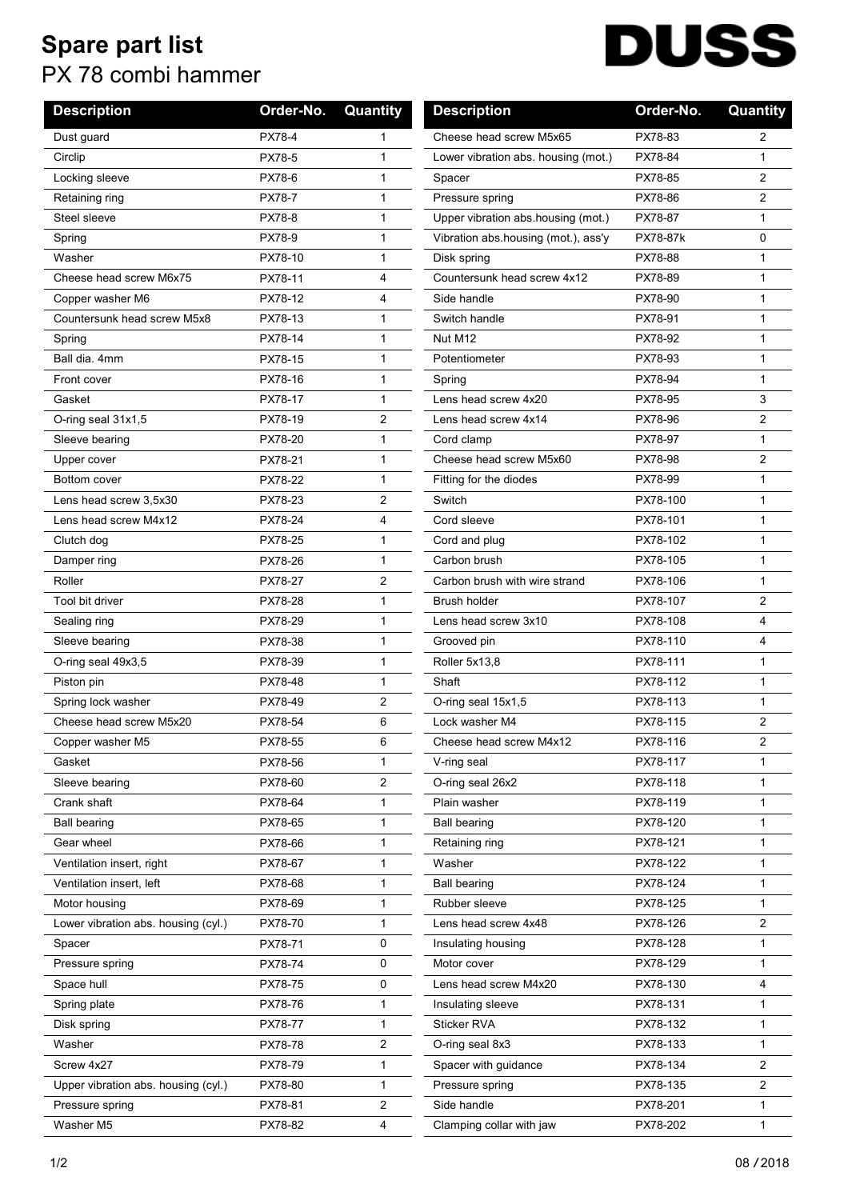# Spare part list

PX 78 combi hammer

DUSS

| Description | Order-No. | Quantity |
|---|---|---|
| Dust guard | PX78-4 | 1 |
| Circlip | PX78-5 | 1 |
| Locking sleeve | PX78-6 | 1 |
| Retaining ring | PX78-7 | 1 |
| Steel sleeve | PX78-8 | 1 |
| Spring | PX78-9 | 1 |
| Washer | PX78-10 | 1 |
| Cheese head screw M6x75 | PX78-11 | 4 |
| Copper washer M6 | PX78-12 | 4 |
| Countersunk head screw M5x8 | PX78-13 | 1 |
| Spring | PX78-14 | 1 |
| Ball dia. 4mm | PX78-15 | 1 |
| Front cover | PX78-16 | 1 |
| Gasket | PX78-17 | 1 |
| O-ring seal 31x1,5 | PX78-19 | 2 |
| Sleeve bearing | PX78-20 | 1 |
| Upper cover | PX78-21 | 1 |
| Bottom cover | PX78-22 | 1 |
| Lens head screw 3,5x30 | PX78-23 | 2 |
| Lens head screw M4x12 | PX78-24 | 4 |
| Clutch dog | PX78-25 | 1 |
| Damper ring | PX78-26 | 1 |
| Roller | PX78-27 | 2 |
| Tool bit driver | PX78-28 | 1 |
| Sealing ring | PX78-29 | 1 |
| Sleeve bearing | PX78-38 | 1 |
| O-ring seal 49x3,5 | PX78-39 | 1 |
| Piston pin | PX78-48 | 1 |
| Spring lock washer | PX78-49 | 2 |
| Cheese head screw M5x20 | PX78-54 | 6 |
| Copper washer M5 | PX78-55 | 6 |
| Gasket | PX78-56 | 1 |
| Sleeve bearing | PX78-60 | 2 |
| Crank shaft | PX78-64 | 1 |
| Ball bearing | PX78-65 | 1 |
| Gear wheel | PX78-66 | 1 |
| Ventilation insert, right | PX78-67 | 1 |
| Ventilation insert, left | PX78-68 | 1 |
| Motor housing | PX78-69 | 1 |
| Lower vibration abs. housing (cyl.) | PX78-70 | 1 |
| Spacer | PX78-71 | 0 |
| Pressure spring | PX78-74 | 0 |
| Space hull | PX78-75 | 0 |
| Spring plate | PX78-76 | 1 |
| Disk spring | PX78-77 | 1 |
| Washer | PX78-78 | 2 |
| Screw 4x27 | PX78-79 | 1 |
| Upper vibration abs. housing (cyl.) | PX78-80 | 1 |
| Pressure spring | PX78-81 | 2 |
| Washer M5 | PX78-82 | 4 |
| Cheese head screw M5x65 | PX78-83 | 2 |
| Lower vibration abs. housing (mot.) | PX78-84 | 1 |
| Spacer | PX78-85 | 2 |
| Pressure spring | PX78-86 | 2 |
| Upper vibration abs.housing (mot.) | PX78-87 | 1 |
| Vibration abs.housing (mot.), ass'y | PX78-87k | 0 |
| Disk spring | PX78-88 | 1 |
| Countersunk head screw 4x12 | PX78-89 | 1 |
| Side handle | PX78-90 | 1 |
| Switch handle | PX78-91 | 1 |
| Nut M12 | PX78-92 | 1 |
| Potentiometer | PX78-93 | 1 |
| Spring | PX78-94 | 1 |
| Lens head screw 4x20 | PX78-95 | 3 |
| Lens head screw 4x14 | PX78-96 | 2 |
| Cord clamp | PX78-97 | 1 |
| Cheese head screw M5x60 | PX78-98 | 2 |
| Fitting for the diodes | PX78-99 | 1 |
| Switch | PX78-100 | 1 |
| Cord sleeve | PX78-101 | 1 |
| Cord and plug | PX78-102 | 1 |
| Carbon brush | PX78-105 | 1 |
| Carbon brush with wire strand | PX78-106 | 1 |
| Brush holder | PX78-107 | 2 |
| Lens head screw 3x10 | PX78-108 | 4 |
| Grooved pin | PX78-110 | 4 |
| Roller 5x13,8 | PX78-111 | 1 |
| Shaft | PX78-112 | 1 |
| O-ring seal 15x1,5 | PX78-113 | 1 |
| Lock washer M4 | PX78-115 | 2 |
| Cheese head screw M4x12 | PX78-116 | 2 |
| V-ring seal | PX78-117 | 1 |
| O-ring seal 26x2 | PX78-118 | 1 |
| Plain washer | PX78-119 | 1 |
| Ball bearing | PX78-120 | 1 |
| Retaining ring | PX78-121 | 1 |
| Washer | PX78-122 | 1 |
| Ball bearing | PX78-124 | 1 |
| Rubber sleeve | PX78-125 | 1 |
| Lens head screw 4x48 | PX78-126 | 2 |
| Insulating housing | PX78-128 | 1 |
| Motor cover | PX78-129 | 1 |
| Lens head screw M4x20 | PX78-130 | 4 |
| Insulating sleeve | PX78-131 | 1 |
| Sticker RVA | PX78-132 | 1 |
| O-ring seal 8x3 | PX78-133 | 1 |
| Spacer with guidance | PX78-134 | 2 |
| Pressure spring | PX78-135 | 2 |
| Side handle | PX78-201 | 1 |
| Clamping collar with jaw | PX78-202 | 1 |

08 / 2018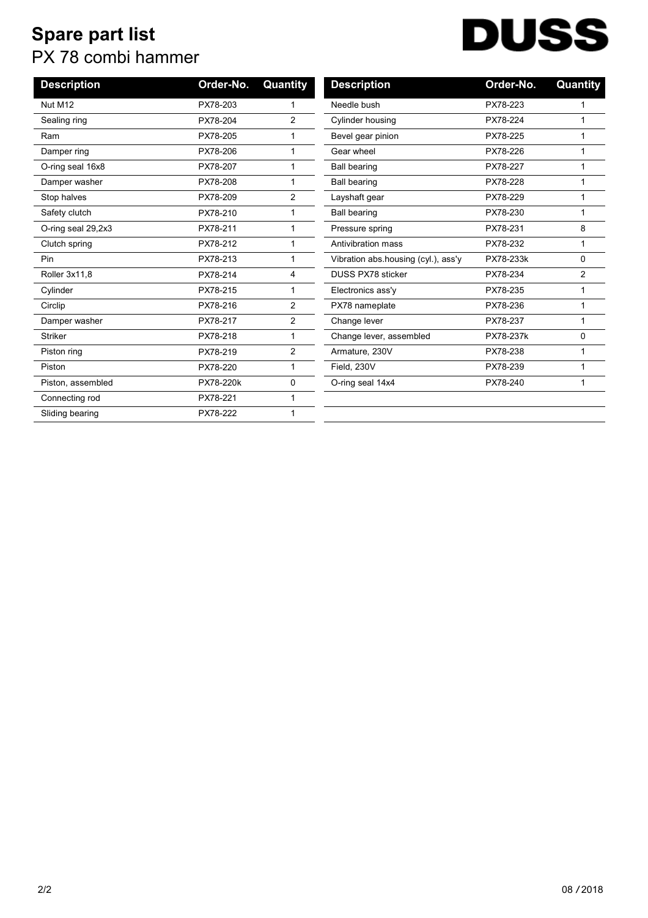# Spare part list

PX 78 combi hammer

DUSS

| Description | Order-No. | Quantity |
|---|---|---|
| Nut M12 | PX78-203 | 1 |
| Sealing ring | PX78-204 | 2 |
| Ram | PX78-205 | 1 |
| Damper ring | PX78-206 | 1 |
| O-ring seal 16x8 | PX78-207 | 1 |
| Damper washer | PX78-208 | 1 |
| Stop halves | PX78-209 | 2 |
| Safety clutch | PX78-210 | 1 |
| O-ring seal 29,2x3 | PX78-211 | 1 |
| Clutch spring | PX78-212 | 1 |
| Pin | PX78-213 | 1 |
| Roller 3x11,8 | PX78-214 | 4 |
| Cylinder | PX78-215 | 1 |
| Circlip | PX78-216 | 2 |
| Damper washer | PX78-217 | 2 |
| Striker | PX78-218 | 1 |
| Piston ring | PX78-219 | 2 |
| Piston | PX78-220 | 1 |
| Piston, assembled | PX78-220k | 0 |
| Connecting rod | PX78-221 | 1 |
| Sliding bearing | PX78-222 | 1 |
| Needle bush | PX78-223 | 1 |
| Cylinder housing | PX78-224 | 1 |
| Bevel gear pinion | PX78-225 | 1 |
| Gear wheel | PX78-226 | 1 |
| Ball bearing | PX78-227 | 1 |
| Ball bearing | PX78-228 | 1 |
| Layshaft gear | PX78-229 | 1 |
| Ball bearing | PX78-230 | 1 |
| Pressure spring | PX78-231 | 8 |
| Antivibration mass | PX78-232 | 1 |
| Vibration abs.housing (cyl.), ass'y | PX78-233k | 0 |
| DUSS PX78 sticker | PX78-234 | 2 |
| Electronics ass'y | PX78-235 | 1 |
| PX78 nameplate | PX78-236 | 1 |
| Change lever | PX78-237 | 1 |
| Change lever, assembled | PX78-237k | 0 |
| Armature, 230V | PX78-238 | 1 |
| Field, 230V | PX78-239 | 1 |
| O-ring seal 14x4 | PX78-240 | 1 |

08 / 2018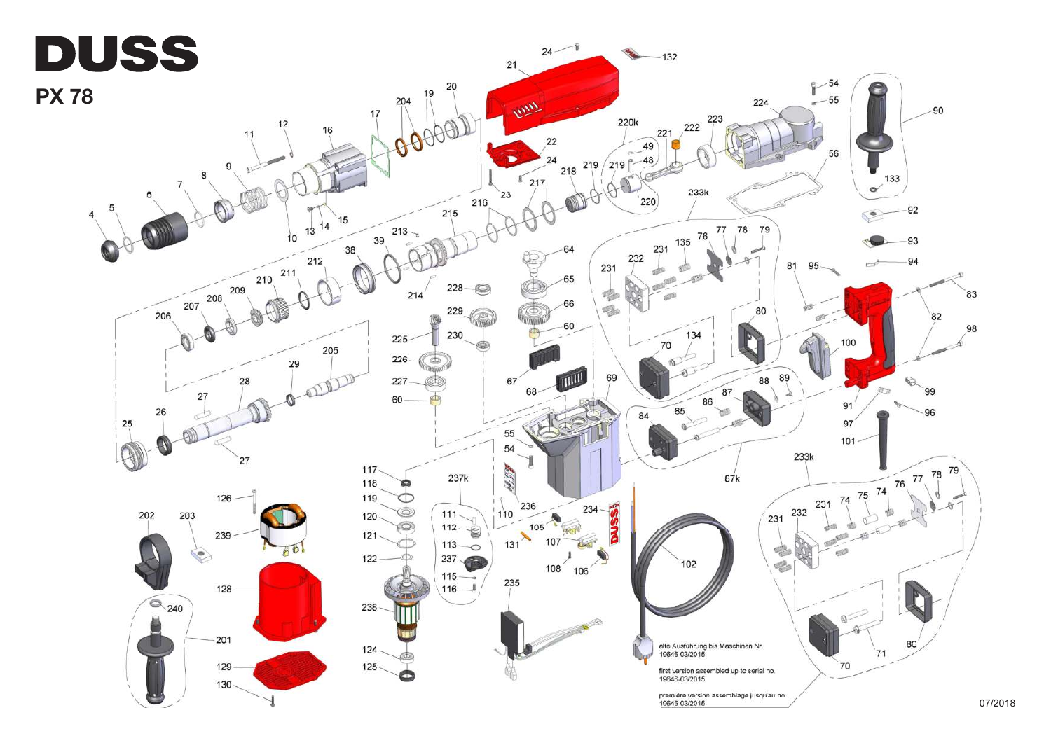# DUSS

**PX 78**

alte Ausführung bis Maschinen Nr. 19646-03/2015

first version assembled up to serial no. 19646-03/2015

première version assemblage jusqu'au no. 19646-03/2015

07/2018